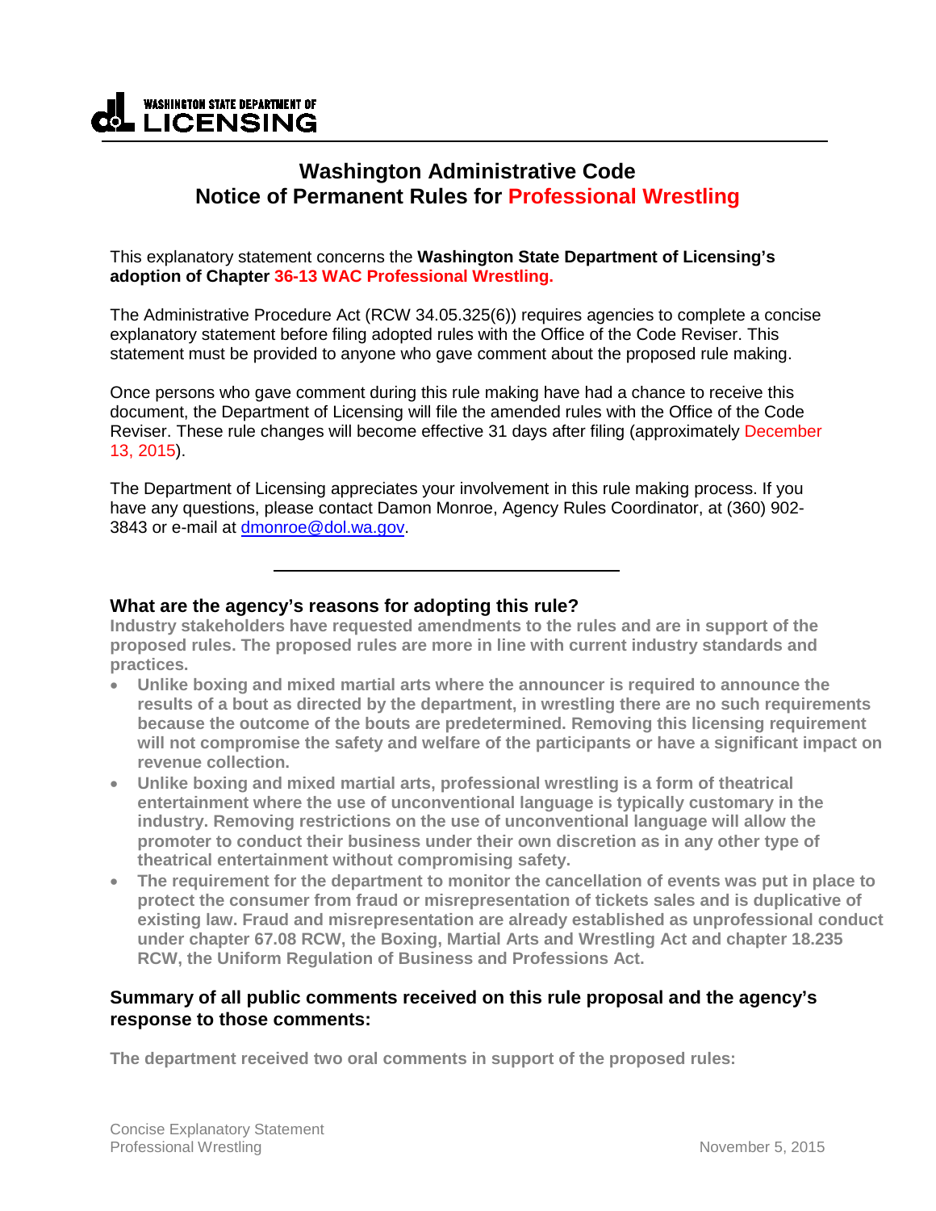WASHINGTON STATE DEPARTMENT OF LICENSING

# Washington Administrative Code
# Notice of Permanent Rules for Professional Wrestling

This explanatory statement concerns the **Washington State Department of Licensing's adoption of Chapter 36-13 WAC Professional Wrestling.**

The Administrative Procedure Act (RCW 34.05.325(6)) requires agencies to complete a concise explanatory statement before filing adopted rules with the Office of the Code Reviser. This statement must be provided to anyone who gave comment about the proposed rule making.

Once persons who gave comment during this rule making have had a chance to receive this document, the Department of Licensing will file the amended rules with the Office of the Code Reviser. These rule changes will become effective 31 days after filing (approximately December 13, 2015).

The Department of Licensing appreciates your involvement in this rule making process. If you have any questions, please contact Damon Monroe, Agency Rules Coordinator, at (360) 902-3843 or e-mail at dmonroe@dol.wa.gov.

---

## What are the agency's reasons for adopting this rule?

**Industry stakeholders have requested amendments to the rules and are in support of the proposed rules. The proposed rules are more in line with current industry standards and practices.**

- **Unlike boxing and mixed martial arts where the announcer is required to announce the results of a bout as directed by the department, in wrestling there are no such requirements because the outcome of the bouts are predetermined. Removing this licensing requirement will not compromise the safety and welfare of the participants or have a significant impact on revenue collection.**
- **Unlike boxing and mixed martial arts, professional wrestling is a form of theatrical entertainment where the use of unconventional language is typically customary in the industry. Removing restrictions on the use of unconventional language will allow the promoter to conduct their business under their own discretion as in any other type of theatrical entertainment without compromising safety.**
- **The requirement for the department to monitor the cancellation of events was put in place to protect the consumer from fraud or misrepresentation of tickets sales and is duplicative of existing law. Fraud and misrepresentation are already established as unprofessional conduct under chapter 67.08 RCW, the Boxing, Martial Arts and Wrestling Act and chapter 18.235 RCW, the Uniform Regulation of Business and Professions Act.**

## Summary of all public comments received on this rule proposal and the agency's response to those comments:

**The department received two oral comments in support of the proposed rules:**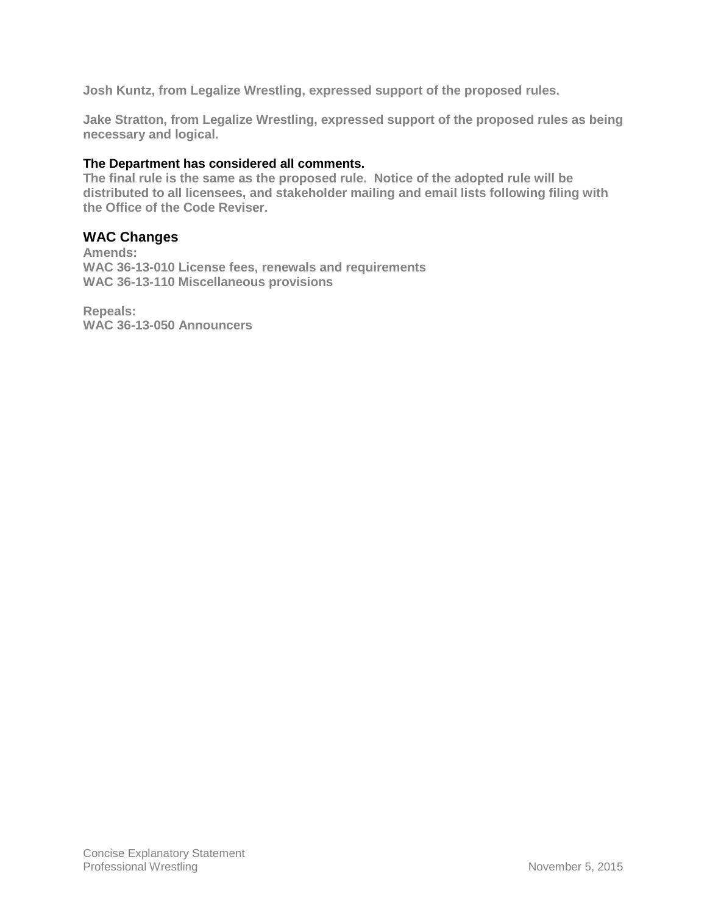**Josh Kuntz, from Legalize Wrestling, expressed support of the proposed rules.**

**Jake Stratton, from Legalize Wrestling, expressed support of the proposed rules as being necessary and logical.**

**The Department has considered all comments.**
**The final rule is the same as the proposed rule. Notice of the adopted rule will be distributed to all licensees, and stakeholder mailing and email lists following filing with the Office of the Code Reviser.**

## WAC Changes

**Amends:**
**WAC 36-13-010 License fees, renewals and requirements**
**WAC 36-13-110 Miscellaneous provisions**

**Repeals:**
**WAC 36-13-050 Announcers**